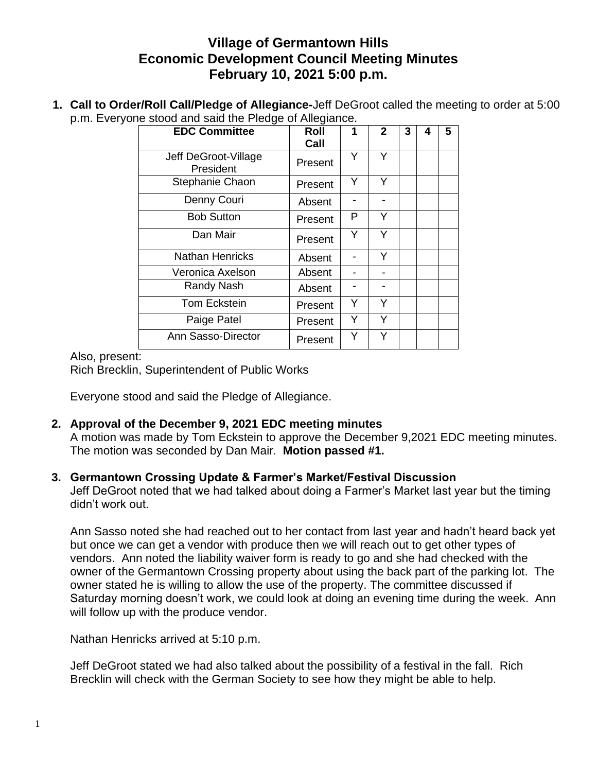# Village of Germantown Hills
# Economic Development Council Meeting Minutes
# February 10, 2021 5:00 p.m.

1. **Call to Order/Roll Call/Pledge of Allegiance-**Jeff DeGroot called the meeting to order at 5:00 p.m. Everyone stood and said the Pledge of Allegiance.

| EDC Committee | Roll Call | 1 | 2 | 3 | 4 | 5 |
|---|---|---|---|---|---|---|
| Jeff DeGroot-Village President | Present | Y | Y | | | |
| Stephanie Chaon | Present | Y | Y | | | |
| Denny Couri | Absent | - | - | | | |
| Bob Sutton | Present | P | Y | | | |
| Dan Mair | Present | Y | Y | | | |
| Nathan Henricks | Absent | - | Y | | | |
| Veronica Axelson | Absent | - | - | | | |
| Randy Nash | Absent | - | - | | | |
| Tom Eckstein | Present | Y | Y | | | |
| Paige Patel | Present | Y | Y | | | |
| Ann Sasso-Director | Present | Y | Y | | | |

Also, present:
Rich Brecklin, Superintendent of Public Works

Everyone stood and said the Pledge of Allegiance.

2. **Approval of the December 9, 2021 EDC meeting minutes**
A motion was made by Tom Eckstein to approve the December 9,2021 EDC meeting minutes. The motion was seconded by Dan Mair. **Motion passed #1.**

3. **Germantown Crossing Update & Farmer's Market/Festival Discussion**
Jeff DeGroot noted that we had talked about doing a Farmer's Market last year but the timing didn't work out.

Ann Sasso noted she had reached out to her contact from last year and hadn't heard back yet but once we can get a vendor with produce then we will reach out to get other types of vendors. Ann noted the liability waiver form is ready to go and she had checked with the owner of the Germantown Crossing property about using the back part of the parking lot. The owner stated he is willing to allow the use of the property. The committee discussed if Saturday morning doesn't work, we could look at doing an evening time during the week. Ann will follow up with the produce vendor.

Nathan Henricks arrived at 5:10 p.m.

Jeff DeGroot stated we had also talked about the possibility of a festival in the fall. Rich Brecklin will check with the German Society to see how they might be able to help.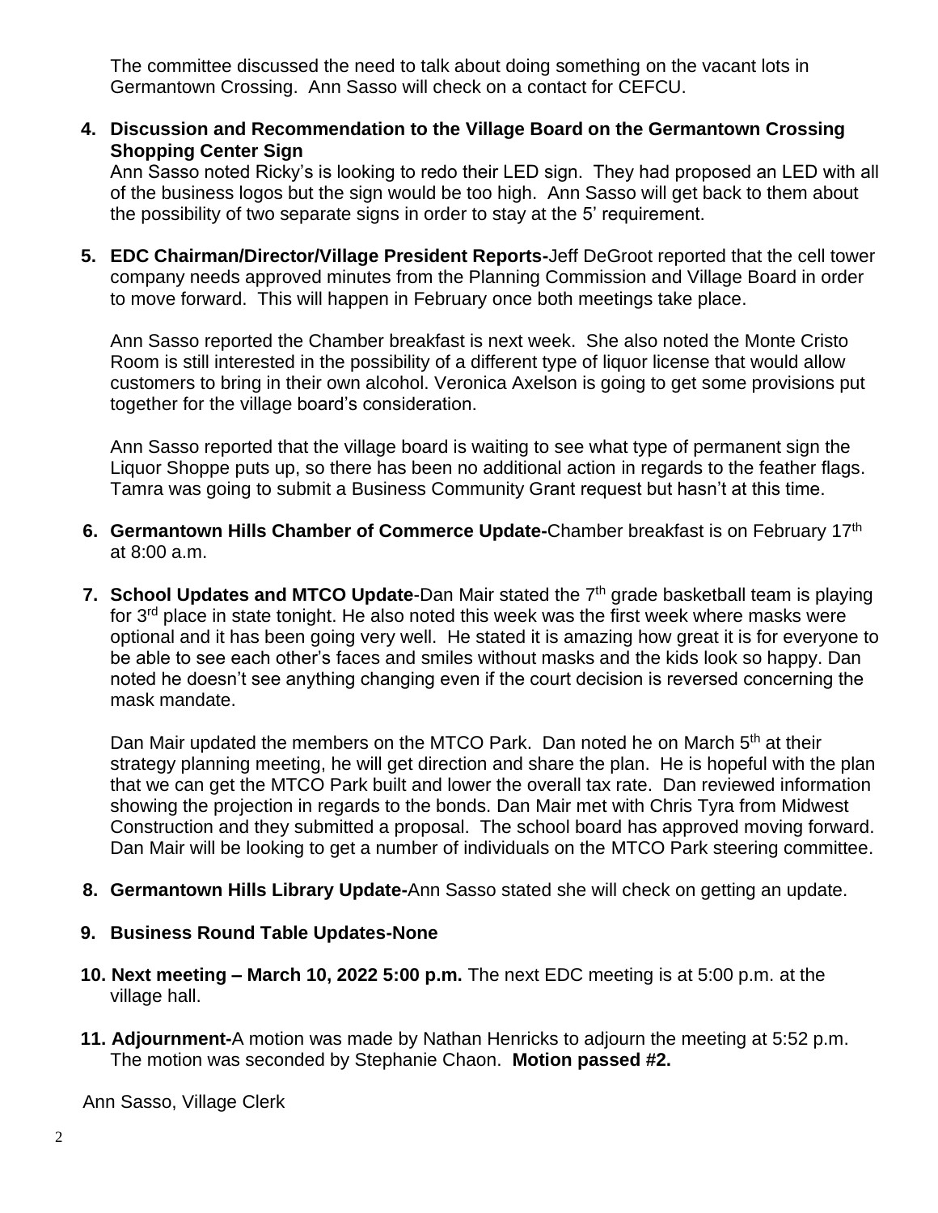The committee discussed the need to talk about doing something on the vacant lots in Germantown Crossing. Ann Sasso will check on a contact for CEFCU.

4. **Discussion and Recommendation to the Village Board on the Germantown Crossing Shopping Center Sign**
   Ann Sasso noted Ricky's is looking to redo their LED sign. They had proposed an LED with all of the business logos but the sign would be too high. Ann Sasso will get back to them about the possibility of two separate signs in order to stay at the 5' requirement.

5. **EDC Chairman/Director/Village President Reports-**Jeff DeGroot reported that the cell tower company needs approved minutes from the Planning Commission and Village Board in order to move forward. This will happen in February once both meetings take place.

   Ann Sasso reported the Chamber breakfast is next week. She also noted the Monte Cristo Room is still interested in the possibility of a different type of liquor license that would allow customers to bring in their own alcohol. Veronica Axelson is going to get some provisions put together for the village board's consideration.

   Ann Sasso reported that the village board is waiting to see what type of permanent sign the Liquor Shoppe puts up, so there has been no additional action in regards to the feather flags. Tamra was going to submit a Business Community Grant request but hasn't at this time.

6. **Germantown Hills Chamber of Commerce Update-**Chamber breakfast is on February 17th at 8:00 a.m.

7. **School Updates and MTCO Update**-Dan Mair stated the 7th grade basketball team is playing for 3rd place in state tonight. He also noted this week was the first week where masks were optional and it has been going very well. He stated it is amazing how great it is for everyone to be able to see each other's faces and smiles without masks and the kids look so happy. Dan noted he doesn't see anything changing even if the court decision is reversed concerning the mask mandate.

   Dan Mair updated the members on the MTCO Park. Dan noted he on March 5th at their strategy planning meeting, he will get direction and share the plan. He is hopeful with the plan that we can get the MTCO Park built and lower the overall tax rate. Dan reviewed information showing the projection in regards to the bonds. Dan Mair met with Chris Tyra from Midwest Construction and they submitted a proposal. The school board has approved moving forward. Dan Mair will be looking to get a number of individuals on the MTCO Park steering committee.

8. **Germantown Hills Library Update-**Ann Sasso stated she will check on getting an update.

9. **Business Round Table Updates-None**

10. **Next meeting – March 10, 2022 5:00 p.m.** The next EDC meeting is at 5:00 p.m. at the village hall.

11. **Adjournment-**A motion was made by Nathan Henricks to adjourn the meeting at 5:52 p.m. The motion was seconded by Stephanie Chaon. **Motion passed #2.**

Ann Sasso, Village Clerk